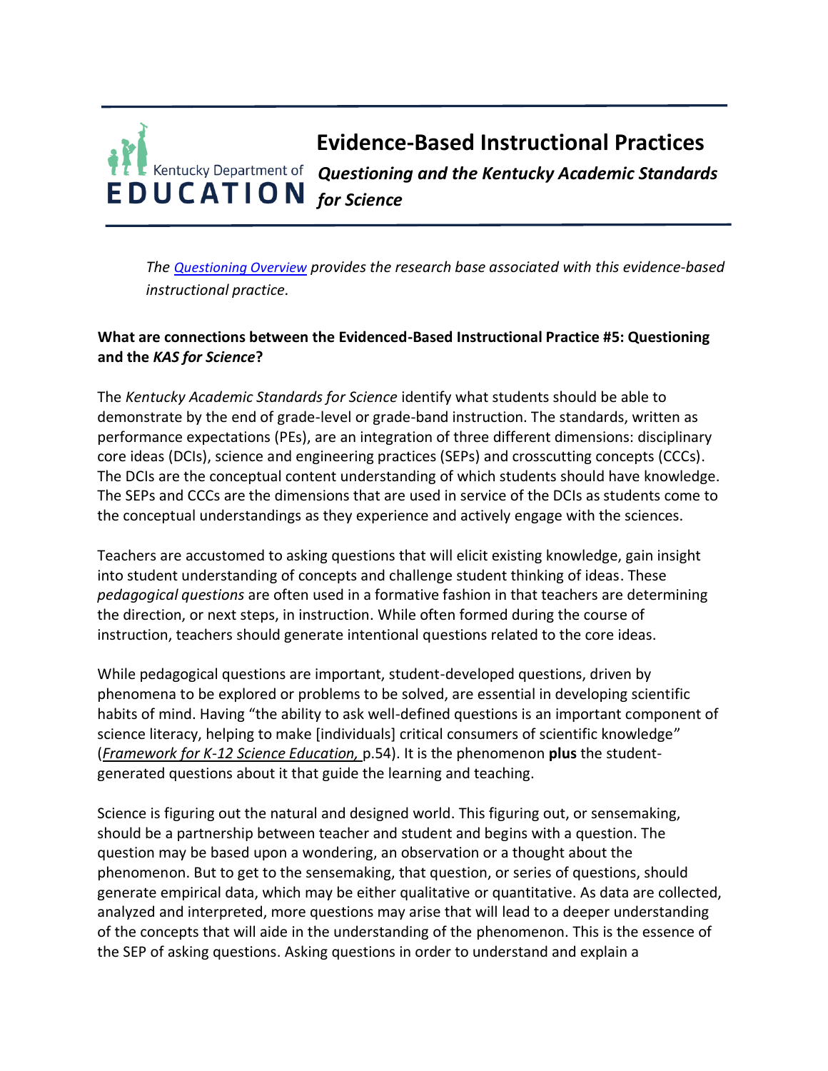# Evidence-Based Instructional Practices

## *Questioning and the Kentucky Academic Standards for Science*

*The Questioning Overview provides the research base associated with this evidence-based instructional practice.*

**What are connections between the Evidenced-Based Instructional Practice #5: Questioning and the *KAS for Science*?**

The *Kentucky Academic Standards for Science* identify what students should be able to demonstrate by the end of grade-level or grade-band instruction. The standards, written as performance expectations (PEs), are an integration of three different dimensions: disciplinary core ideas (DCIs), science and engineering practices (SEPs) and crosscutting concepts (CCCs). The DCIs are the conceptual content understanding of which students should have knowledge. The SEPs and CCCs are the dimensions that are used in service of the DCIs as students come to the conceptual understandings as they experience and actively engage with the sciences.

Teachers are accustomed to asking questions that will elicit existing knowledge, gain insight into student understanding of concepts and challenge student thinking of ideas. These *pedagogical questions* are often used in a formative fashion in that teachers are determining the direction, or next steps, in instruction. While often formed during the course of instruction, teachers should generate intentional questions related to the core ideas.

While pedagogical questions are important, student-developed questions, driven by phenomena to be explored or problems to be solved, are essential in developing scientific habits of mind. Having "the ability to ask well-defined questions is an important component of science literacy, helping to make [individuals] critical consumers of scientific knowledge" (*Framework for K-12 Science Education,* p.54). It is the phenomenon **plus** the student-generated questions about it that guide the learning and teaching.

Science is figuring out the natural and designed world. This figuring out, or sensemaking, should be a partnership between teacher and student and begins with a question. The question may be based upon a wondering, an observation or a thought about the phenomenon. But to get to the sensemaking, that question, or series of questions, should generate empirical data, which may be either qualitative or quantitative. As data are collected, analyzed and interpreted, more questions may arise that will lead to a deeper understanding of the concepts that will aide in the understanding of the phenomenon. This is the essence of the SEP of asking questions. Asking questions in order to understand and explain a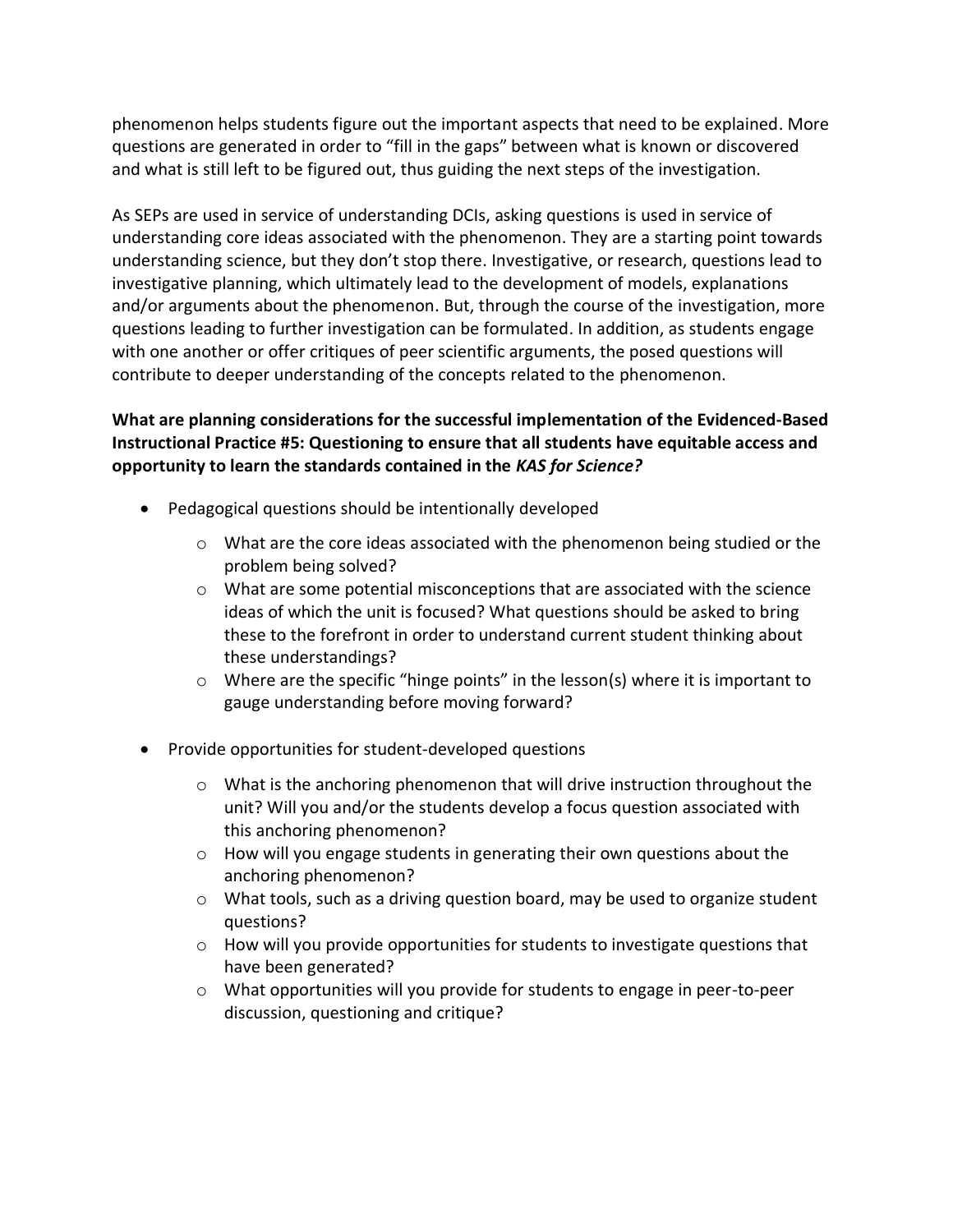phenomenon helps students figure out the important aspects that need to be explained. More questions are generated in order to "fill in the gaps" between what is known or discovered and what is still left to be figured out, thus guiding the next steps of the investigation.

As SEPs are used in service of understanding DCIs, asking questions is used in service of understanding core ideas associated with the phenomenon. They are a starting point towards understanding science, but they don't stop there. Investigative, or research, questions lead to investigative planning, which ultimately lead to the development of models, explanations and/or arguments about the phenomenon. But, through the course of the investigation, more questions leading to further investigation can be formulated. In addition, as students engage with one another or offer critiques of peer scientific arguments, the posed questions will contribute to deeper understanding of the concepts related to the phenomenon.

**What are planning considerations for the successful implementation of the Evidenced-Based Instructional Practice #5: Questioning to ensure that all students have equitable access and opportunity to learn the standards contained in the *KAS for Science?***

- Pedagogical questions should be intentionally developed
  - What are the core ideas associated with the phenomenon being studied or the problem being solved?
  - What are some potential misconceptions that are associated with the science ideas of which the unit is focused? What questions should be asked to bring these to the forefront in order to understand current student thinking about these understandings?
  - Where are the specific "hinge points" in the lesson(s) where it is important to gauge understanding before moving forward?

- Provide opportunities for student-developed questions
  - What is the anchoring phenomenon that will drive instruction throughout the unit? Will you and/or the students develop a focus question associated with this anchoring phenomenon?
  - How will you engage students in generating their own questions about the anchoring phenomenon?
  - What tools, such as a driving question board, may be used to organize student questions?
  - How will you provide opportunities for students to investigate questions that have been generated?
  - What opportunities will you provide for students to engage in peer-to-peer discussion, questioning and critique?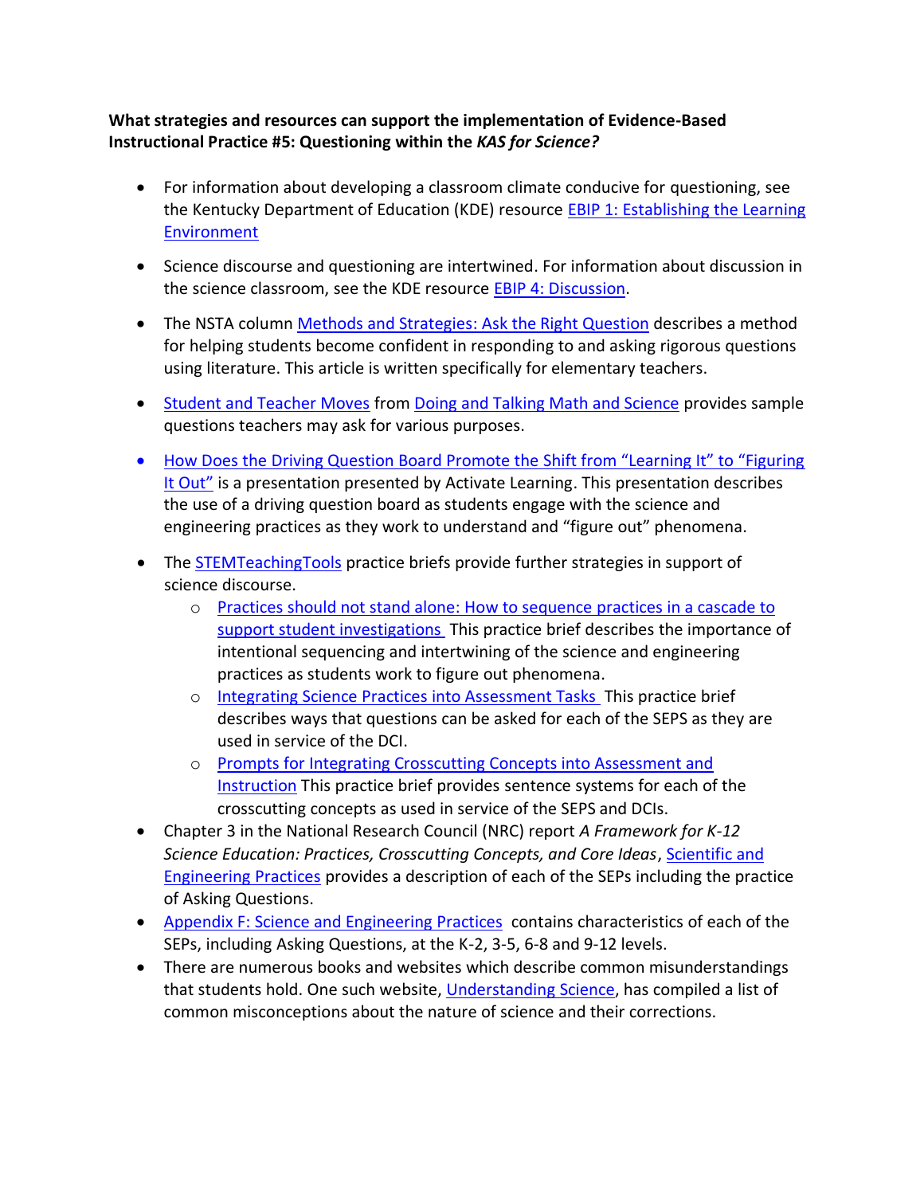**What strategies and resources can support the implementation of Evidence-Based Instructional Practice #5: Questioning within the *KAS for Science?***

- For information about developing a classroom climate conducive for questioning, see the Kentucky Department of Education (KDE) resource EBIP 1: Establishing the Learning Environment
- Science discourse and questioning are intertwined. For information about discussion in the science classroom, see the KDE resource EBIP 4: Discussion.
- The NSTA column Methods and Strategies: Ask the Right Question describes a method for helping students become confident in responding to and asking rigorous questions using literature. This article is written specifically for elementary teachers.
- Student and Teacher Moves from Doing and Talking Math and Science provides sample questions teachers may ask for various purposes.
- How Does the Driving Question Board Promote the Shift from "Learning It" to "Figuring It Out" is a presentation presented by Activate Learning. This presentation describes the use of a driving question board as students engage with the science and engineering practices as they work to understand and "figure out" phenomena.
- The STEMTeachingTools practice briefs provide further strategies in support of science discourse.
  - Practices should not stand alone: How to sequence practices in a cascade to support student investigations This practice brief describes the importance of intentional sequencing and intertwining of the science and engineering practices as students work to figure out phenomena.
  - Integrating Science Practices into Assessment Tasks This practice brief describes ways that questions can be asked for each of the SEPS as they are used in service of the DCI.
  - Prompts for Integrating Crosscutting Concepts into Assessment and Instruction This practice brief provides sentence systems for each of the crosscutting concepts as used in service of the SEPS and DCIs.
- Chapter 3 in the National Research Council (NRC) report *A Framework for K-12 Science Education: Practices, Crosscutting Concepts, and Core Ideas*, Scientific and Engineering Practices provides a description of each of the SEPs including the practice of Asking Questions.
- Appendix F: Science and Engineering Practices contains characteristics of each of the SEPs, including Asking Questions, at the K-2, 3-5, 6-8 and 9-12 levels.
- There are numerous books and websites which describe common misunderstandings that students hold. One such website, Understanding Science, has compiled a list of common misconceptions about the nature of science and their corrections.